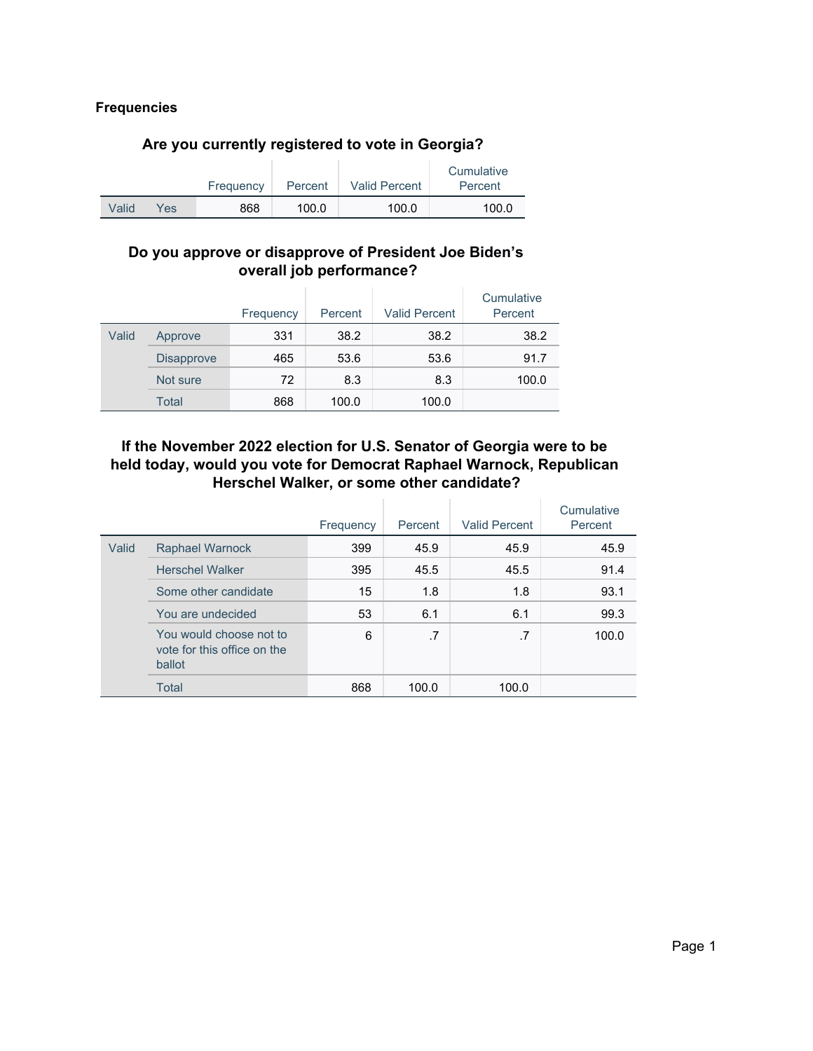# Frequencies

### Are you currently registered to vote in Georgia?

| | | Frequency | Percent | Valid Percent | Cumulative Percent |
|---|---|---|---|---|---|
| Valid | Yes | 868 | 100.0 | 100.0 | 100.0 |

### Do you approve or disapprove of President Joe Biden's overall job performance?

| | | Frequency | Percent | Valid Percent | Cumulative Percent |
|---|---|---|---|---|---|
| Valid | Approve | 331 | 38.2 | 38.2 | 38.2 |
| | Disapprove | 465 | 53.6 | 53.6 | 91.7 |
| | Not sure | 72 | 8.3 | 8.3 | 100.0 |
| | Total | 868 | 100.0 | 100.0 | |

### If the November 2022 election for U.S. Senator of Georgia were to be held today, would you vote for Democrat Raphael Warnock, Republican Herschel Walker, or some other candidate?

| | | Frequency | Percent | Valid Percent | Cumulative Percent |
|---|---|---|---|---|---|
| Valid | Raphael Warnock | 399 | 45.9 | 45.9 | 45.9 |
| | Herschel Walker | 395 | 45.5 | 45.5 | 91.4 |
| | Some other candidate | 15 | 1.8 | 1.8 | 93.1 |
| | You are undecided | 53 | 6.1 | 6.1 | 99.3 |
| | You would choose not to vote for this office on the ballot | 6 | .7 | .7 | 100.0 |
| | Total | 868 | 100.0 | 100.0 | |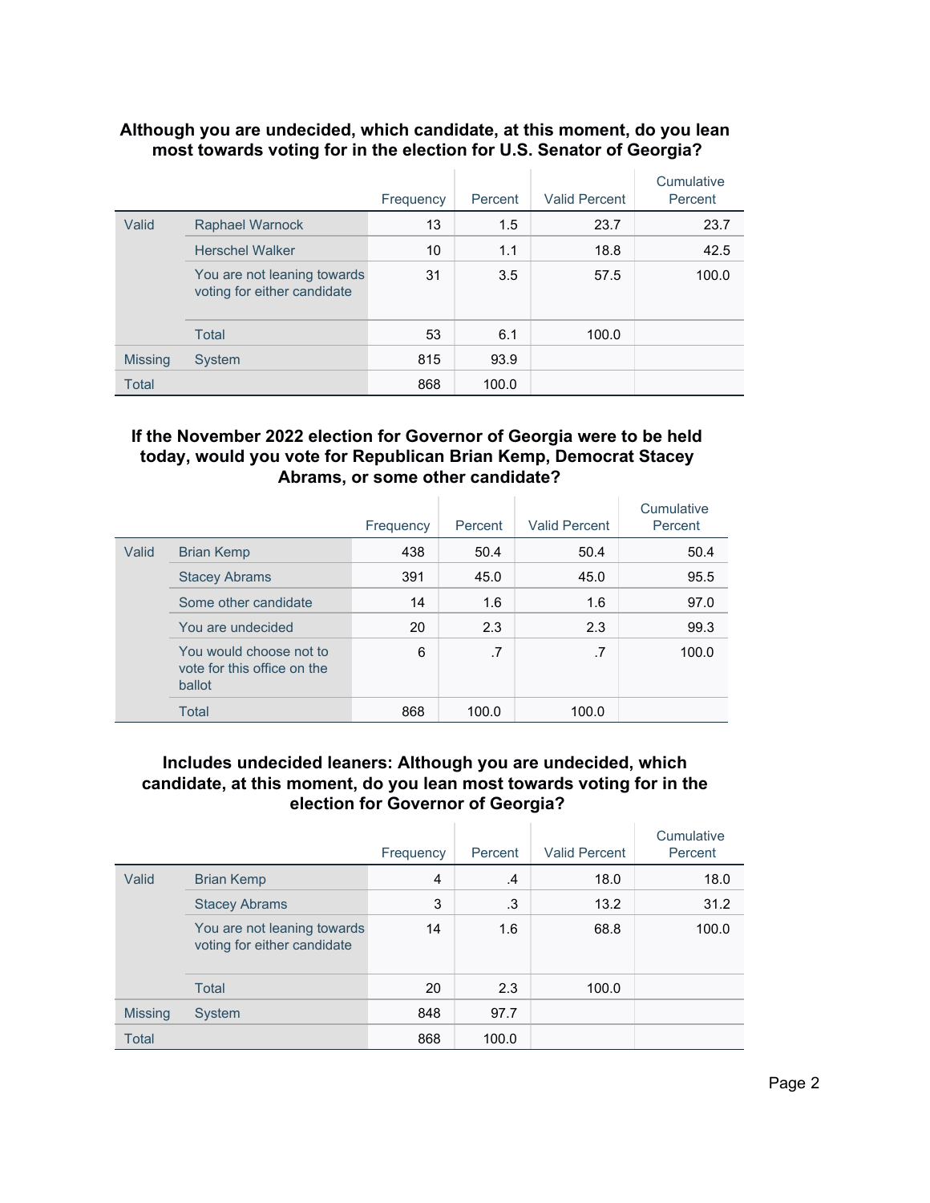### Although you are undecided, which candidate, at this moment, do you lean most towards voting for in the election for U.S. Senator of Georgia?

| | | Frequency | Percent | Valid Percent | Cumulative Percent |
|---|---|---|---|---|---|
| Valid | Raphael Warnock | 13 | 1.5 | 23.7 | 23.7 |
| | Herschel Walker | 10 | 1.1 | 18.8 | 42.5 |
| | You are not leaning towards voting for either candidate | 31 | 3.5 | 57.5 | 100.0 |
| | Total | 53 | 6.1 | 100.0 | |
| Missing | System | 815 | 93.9 | | |
| Total | | 868 | 100.0 | | |

### If the November 2022 election for Governor of Georgia were to be held today, would you vote for Republican Brian Kemp, Democrat Stacey Abrams, or some other candidate?

| | | Frequency | Percent | Valid Percent | Cumulative Percent |
|---|---|---|---|---|---|
| Valid | Brian Kemp | 438 | 50.4 | 50.4 | 50.4 |
| | Stacey Abrams | 391 | 45.0 | 45.0 | 95.5 |
| | Some other candidate | 14 | 1.6 | 1.6 | 97.0 |
| | You are undecided | 20 | 2.3 | 2.3 | 99.3 |
| | You would choose not to vote for this office on the ballot | 6 | .7 | .7 | 100.0 |
| | Total | 868 | 100.0 | 100.0 | |

### Includes undecided leaners: Although you are undecided, which candidate, at this moment, do you lean most towards voting for in the election for Governor of Georgia?

| | | Frequency | Percent | Valid Percent | Cumulative Percent |
|---|---|---|---|---|---|
| Valid | Brian Kemp | 4 | .4 | 18.0 | 18.0 |
| | Stacey Abrams | 3 | .3 | 13.2 | 31.2 |
| | You are not leaning towards voting for either candidate | 14 | 1.6 | 68.8 | 100.0 |
| | Total | 20 | 2.3 | 100.0 | |
| Missing | System | 848 | 97.7 | | |
| Total | | 868 | 100.0 | | |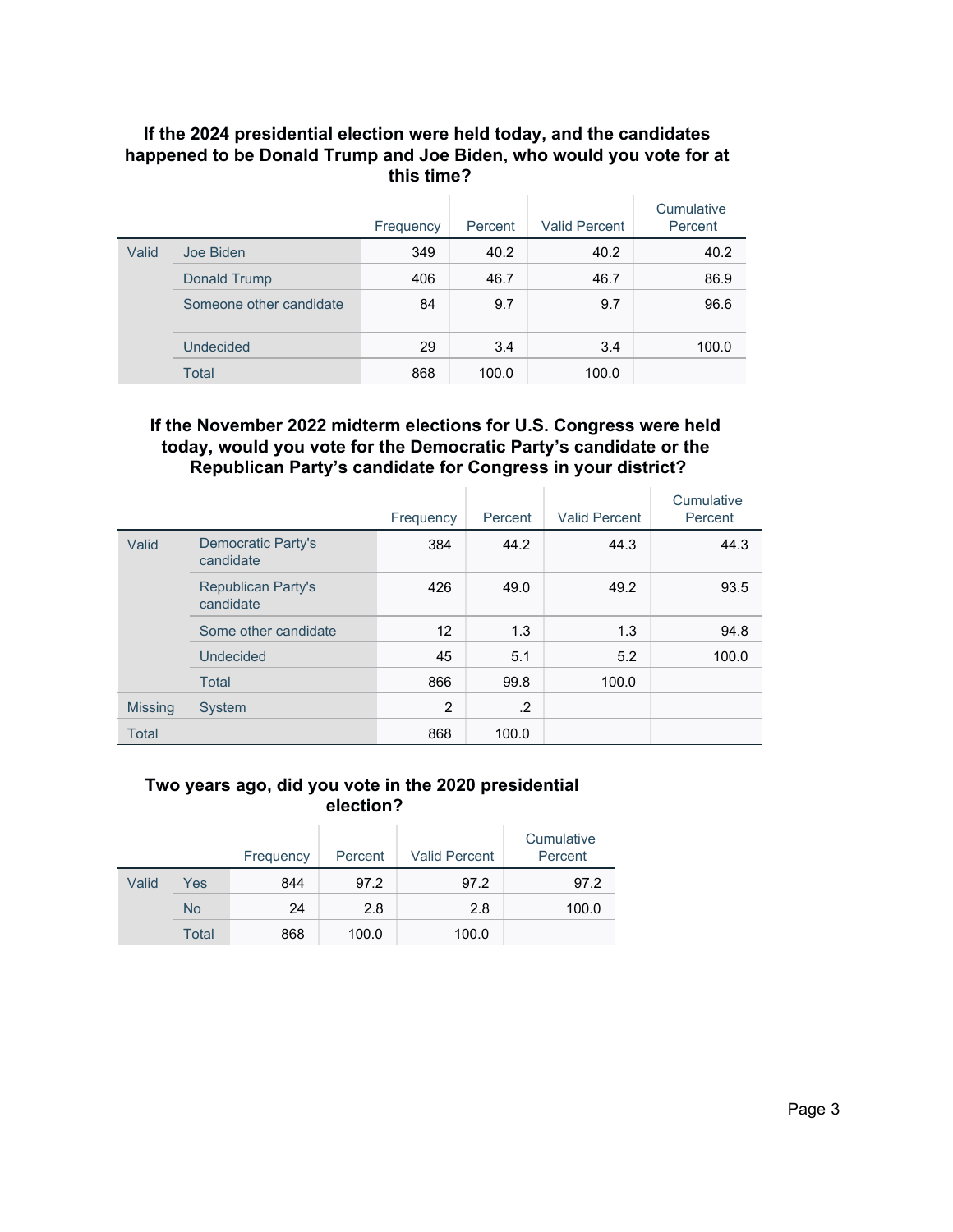### If the 2024 presidential election were held today, and the candidates happened to be Donald Trump and Joe Biden, who would you vote for at this time?

| | | Frequency | Percent | Valid Percent | Cumulative Percent |
|---|---|---|---|---|---|
| Valid | Joe Biden | 349 | 40.2 | 40.2 | 40.2 |
| | Donald Trump | 406 | 46.7 | 46.7 | 86.9 |
| | Someone other candidate | 84 | 9.7 | 9.7 | 96.6 |
| | Undecided | 29 | 3.4 | 3.4 | 100.0 |
| | Total | 868 | 100.0 | 100.0 | |

### If the November 2022 midterm elections for U.S. Congress were held today, would you vote for the Democratic Party's candidate or the Republican Party's candidate for Congress in your district?

| | | Frequency | Percent | Valid Percent | Cumulative Percent |
|---|---|---|---|---|---|
| Valid | Democratic Party's candidate | 384 | 44.2 | 44.3 | 44.3 |
| | Republican Party's candidate | 426 | 49.0 | 49.2 | 93.5 |
| | Some other candidate | 12 | 1.3 | 1.3 | 94.8 |
| | Undecided | 45 | 5.1 | 5.2 | 100.0 |
| | Total | 866 | 99.8 | 100.0 | |
| Missing | System | 2 | .2 | | |
| Total | | 868 | 100.0 | | |

### Two years ago, did you vote in the 2020 presidential election?

| | | Frequency | Percent | Valid Percent | Cumulative Percent |
|---|---|---|---|---|---|
| Valid | Yes | 844 | 97.2 | 97.2 | 97.2 |
| | No | 24 | 2.8 | 2.8 | 100.0 |
| | Total | 868 | 100.0 | 100.0 | |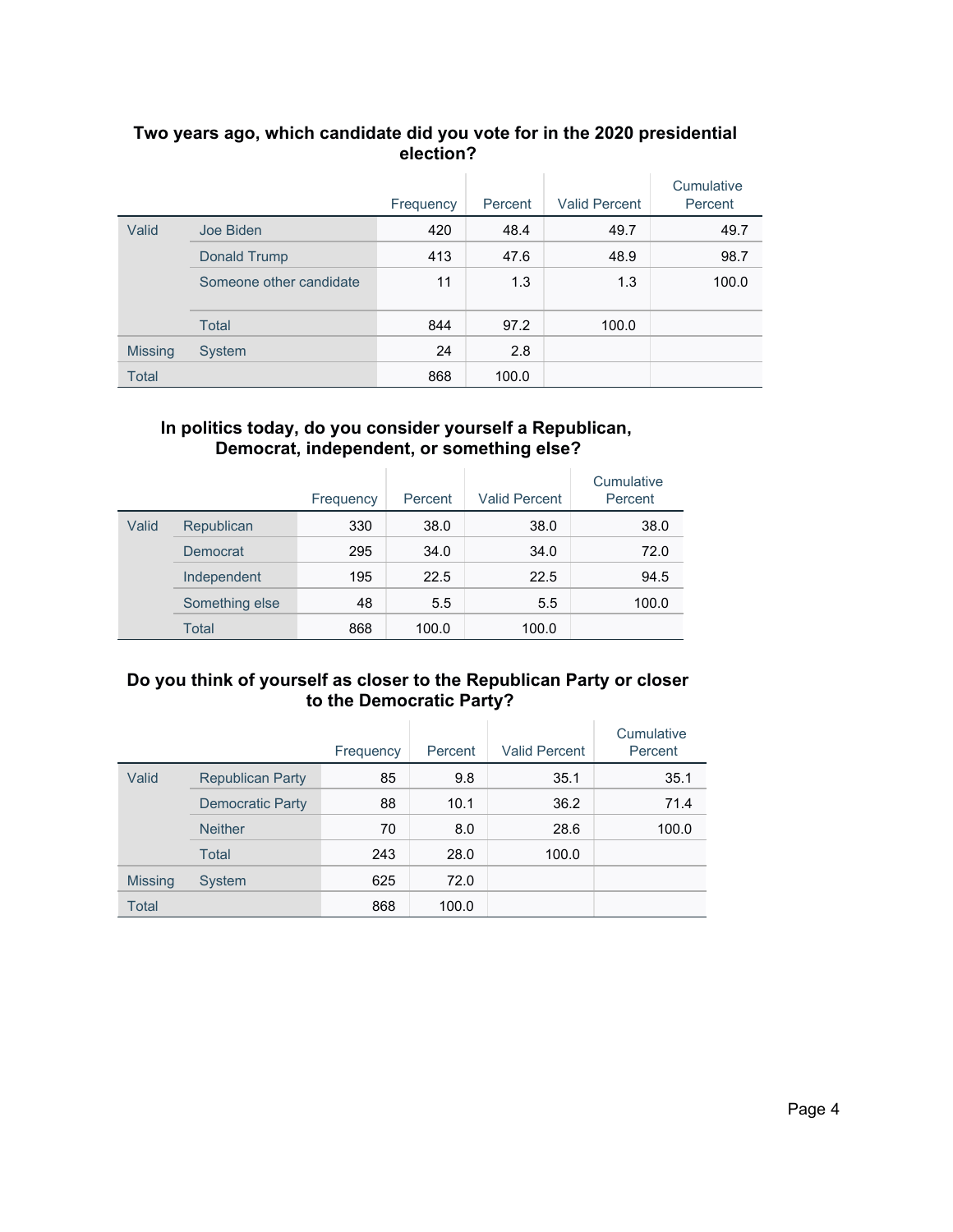### Two years ago, which candidate did you vote for in the 2020 presidential election?

| | | Frequency | Percent | Valid Percent | Cumulative Percent |
|---|---|---|---|---|---|
| Valid | Joe Biden | 420 | 48.4 | 49.7 | 49.7 |
| | Donald Trump | 413 | 47.6 | 48.9 | 98.7 |
| | Someone other candidate | 11 | 1.3 | 1.3 | 100.0 |
| | Total | 844 | 97.2 | 100.0 | |
| Missing | System | 24 | 2.8 | | |
| Total | | 868 | 100.0 | | |

### In politics today, do you consider yourself a Republican, Democrat, independent, or something else?

| | | Frequency | Percent | Valid Percent | Cumulative Percent |
|---|---|---|---|---|---|
| Valid | Republican | 330 | 38.0 | 38.0 | 38.0 |
| | Democrat | 295 | 34.0 | 34.0 | 72.0 |
| | Independent | 195 | 22.5 | 22.5 | 94.5 |
| | Something else | 48 | 5.5 | 5.5 | 100.0 |
| | Total | 868 | 100.0 | 100.0 | |

### Do you think of yourself as closer to the Republican Party or closer to the Democratic Party?

| | | Frequency | Percent | Valid Percent | Cumulative Percent |
|---|---|---|---|---|---|
| Valid | Republican Party | 85 | 9.8 | 35.1 | 35.1 |
| | Democratic Party | 88 | 10.1 | 36.2 | 71.4 |
| | Neither | 70 | 8.0 | 28.6 | 100.0 |
| | Total | 243 | 28.0 | 100.0 | |
| Missing | System | 625 | 72.0 | | |
| Total | | 868 | 100.0 | | |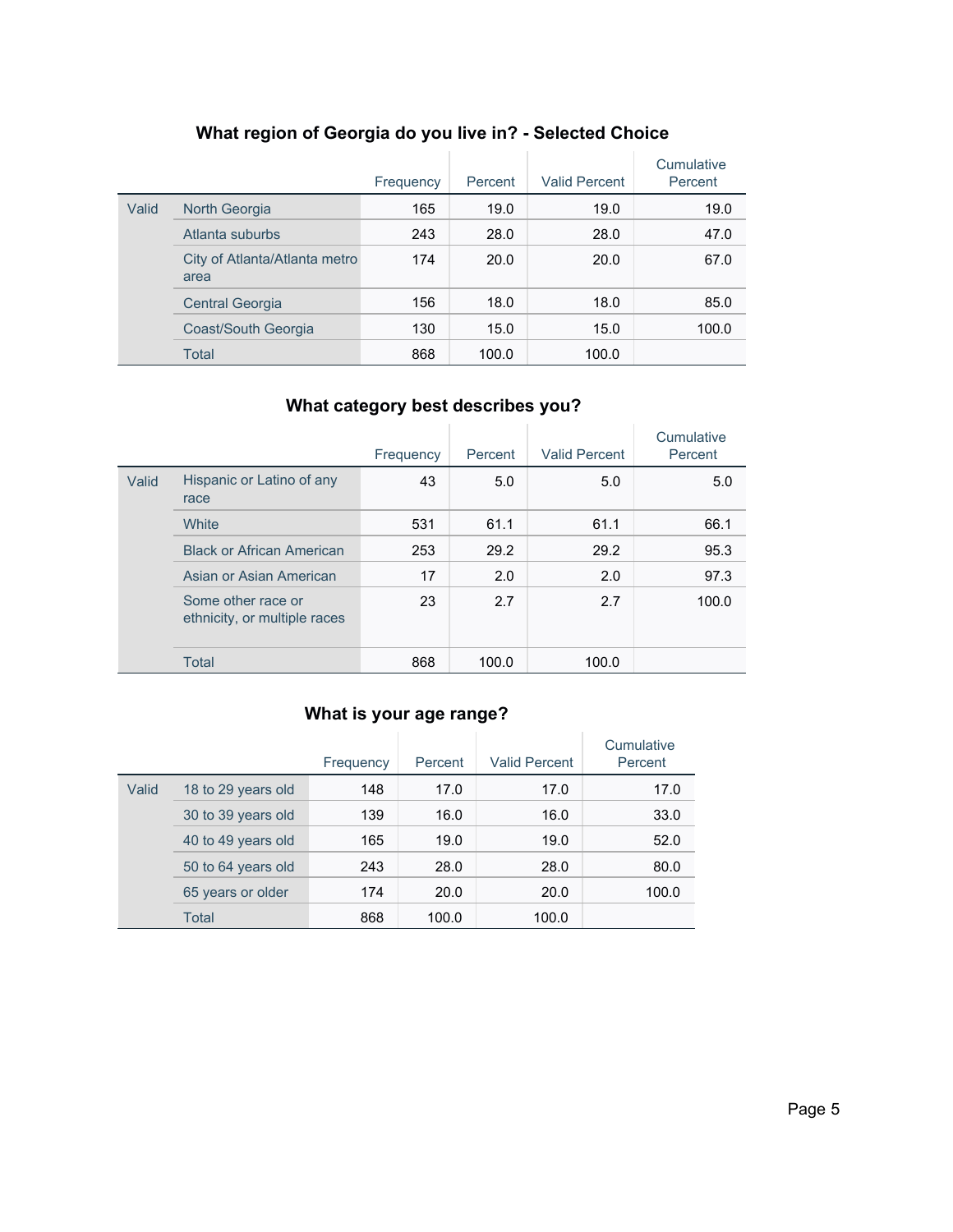## What region of Georgia do you live in? - Selected Choice

| | | Frequency | Percent | Valid Percent | Cumulative Percent |
|---|---|---|---|---|---|
| Valid | North Georgia | 165 | 19.0 | 19.0 | 19.0 |
| | Atlanta suburbs | 243 | 28.0 | 28.0 | 47.0 |
| | City of Atlanta/Atlanta metro area | 174 | 20.0 | 20.0 | 67.0 |
| | Central Georgia | 156 | 18.0 | 18.0 | 85.0 |
| | Coast/South Georgia | 130 | 15.0 | 15.0 | 100.0 |
| | Total | 868 | 100.0 | 100.0 | |

## What category best describes you?

| | | Frequency | Percent | Valid Percent | Cumulative Percent |
|---|---|---|---|---|---|
| Valid | Hispanic or Latino of any race | 43 | 5.0 | 5.0 | 5.0 |
| | White | 531 | 61.1 | 61.1 | 66.1 |
| | Black or African American | 253 | 29.2 | 29.2 | 95.3 |
| | Asian or Asian American | 17 | 2.0 | 2.0 | 97.3 |
| | Some other race or ethnicity, or multiple races | 23 | 2.7 | 2.7 | 100.0 |
| | Total | 868 | 100.0 | 100.0 | |

## What is your age range?

| | | Frequency | Percent | Valid Percent | Cumulative Percent |
|---|---|---|---|---|---|
| Valid | 18 to 29 years old | 148 | 17.0 | 17.0 | 17.0 |
| | 30 to 39 years old | 139 | 16.0 | 16.0 | 33.0 |
| | 40 to 49 years old | 165 | 19.0 | 19.0 | 52.0 |
| | 50 to 64 years old | 243 | 28.0 | 28.0 | 80.0 |
| | 65 years or older | 174 | 20.0 | 20.0 | 100.0 |
| | Total | 868 | 100.0 | 100.0 | |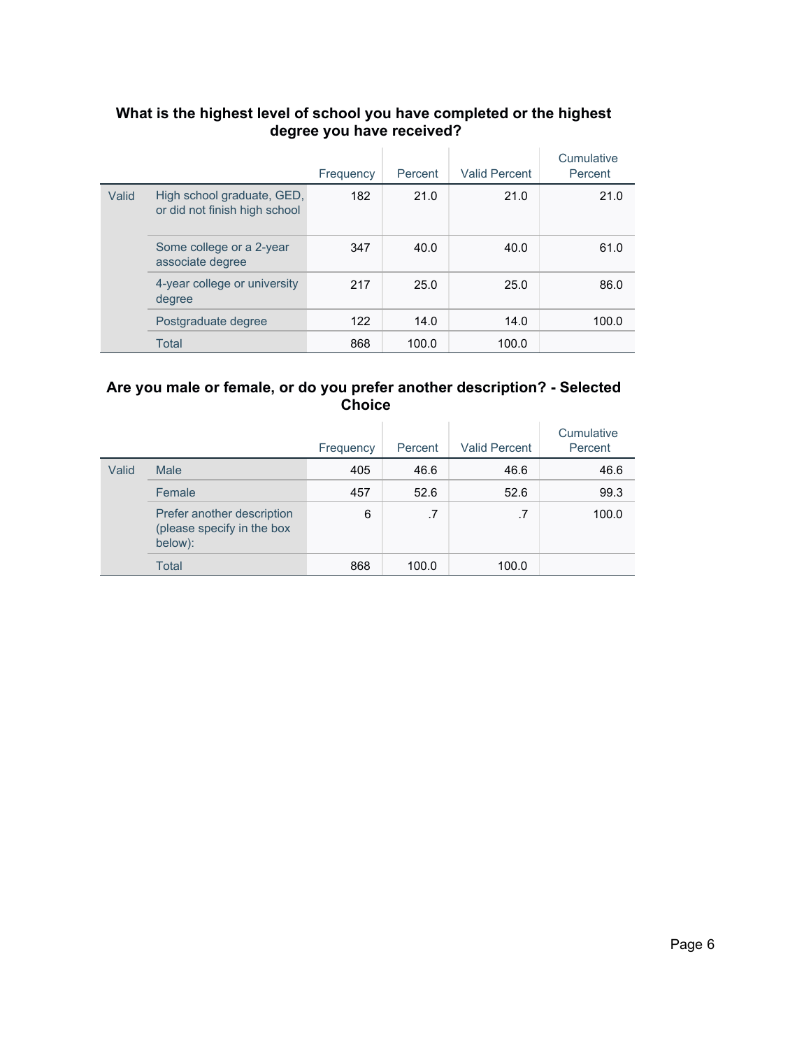### What is the highest level of school you have completed or the highest degree you have received?

| | | Frequency | Percent | Valid Percent | Cumulative Percent |
|---|---|---|---|---|---|
| Valid | High school graduate, GED, or did not finish high school | 182 | 21.0 | 21.0 | 21.0 |
| | Some college or a 2-year associate degree | 347 | 40.0 | 40.0 | 61.0 |
| | 4-year college or university degree | 217 | 25.0 | 25.0 | 86.0 |
| | Postgraduate degree | 122 | 14.0 | 14.0 | 100.0 |
| | Total | 868 | 100.0 | 100.0 | |

### Are you male or female, or do you prefer another description? - Selected Choice

| | | Frequency | Percent | Valid Percent | Cumulative Percent |
|---|---|---|---|---|---|
| Valid | Male | 405 | 46.6 | 46.6 | 46.6 |
| | Female | 457 | 52.6 | 52.6 | 99.3 |
| | Prefer another description (please specify in the box below): | 6 | .7 | .7 | 100.0 |
| | Total | 868 | 100.0 | 100.0 | |